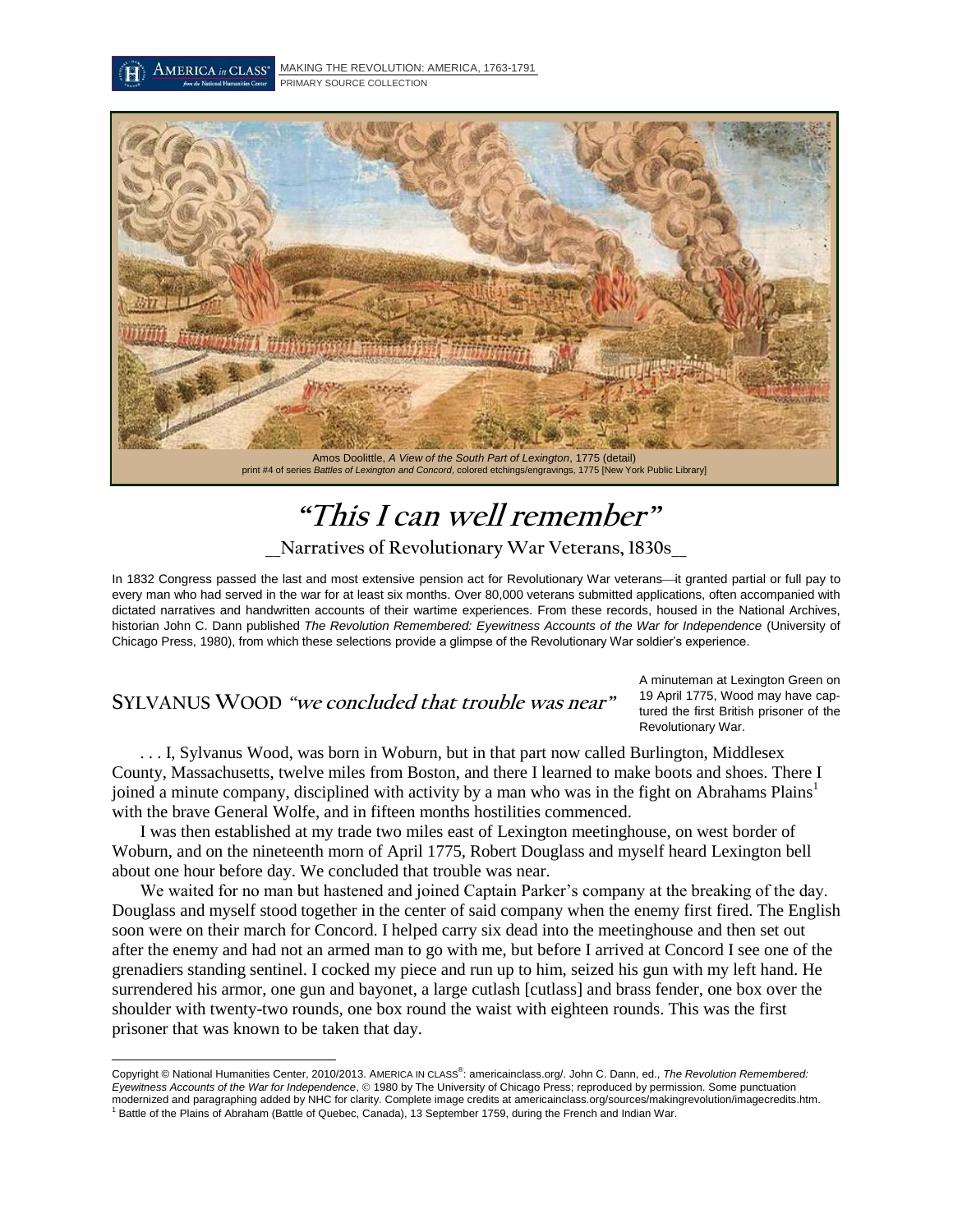Amos Doolittle, *A View of the South Part of Lexington*, 1775 (detail)
print #4 of series *Battles of Lexington and Concord*, colored etchings/engravings, 1775 [New York Public Library]

# "This I can well remember"

## __Narratives of Revolutionary War Veterans, 1830s__

In 1832 Congress passed the last and most extensive pension act for Revolutionary War veterans—it granted partial or full pay to every man who had served in the war for at least six months. Over 80,000 veterans submitted applications, often accompanied with dictated narratives and handwritten accounts of their wartime experiences. From these records, housed in the National Archives, historian John C. Dann published *The Revolution Remembered: Eyewitness Accounts of the War for Independence* (University of Chicago Press, 1980), from which these selections provide a glimpse of the Revolutionary War soldier's experience.

## SYLVANUS WOOD *"we concluded that trouble was near"*

A minuteman at Lexington Green on 19 April 1775, Wood may have captured the first British prisoner of the Revolutionary War.

. . . I, Sylvanus Wood, was born in Woburn, but in that part now called Burlington, Middlesex County, Massachusetts, twelve miles from Boston, and there I learned to make boots and shoes. There I joined a minute company, disciplined with activity by a man who was in the fight on Abrahams Plains[1] with the brave General Wolfe, and in fifteen months hostilities commenced.

I was then established at my trade two miles east of Lexington meetinghouse, on west border of Woburn, and on the nineteenth morn of April 1775, Robert Douglass and myself heard Lexington bell about one hour before day. We concluded that trouble was near.

We waited for no man but hastened and joined Captain Parker's company at the breaking of the day. Douglass and myself stood together in the center of said company when the enemy first fired. The English soon were on their march for Concord. I helped carry six dead into the meetinghouse and then set out after the enemy and had not an armed man to go with me, but before I arrived at Concord I see one of the grenadiers standing sentinel. I cocked my piece and run up to him, seized his gun with my left hand. He surrendered his armor, one gun and bayonet, a large cutlash [cutlass] and brass fender, one box over the shoulder with twenty-two rounds, one box round the waist with eighteen rounds. This was the first prisoner that was known to be taken that day.

---

Copyright © National Humanities Center, 2010/2013. AMERICA IN CLASS®: americainclass.org/. John C. Dann, ed., *The Revolution Remembered: Eyewitness Accounts of the War for Independence*, © 1980 by The University of Chicago Press; reproduced by permission. Some punctuation modernized and paragraphing added by NHC for clarity. Complete image credits at americainclass.org/sources/makingrevolution/imagecredits.htm.

[1] Battle of the Plains of Abraham (Battle of Quebec, Canada), 13 September 1759, during the French and Indian War.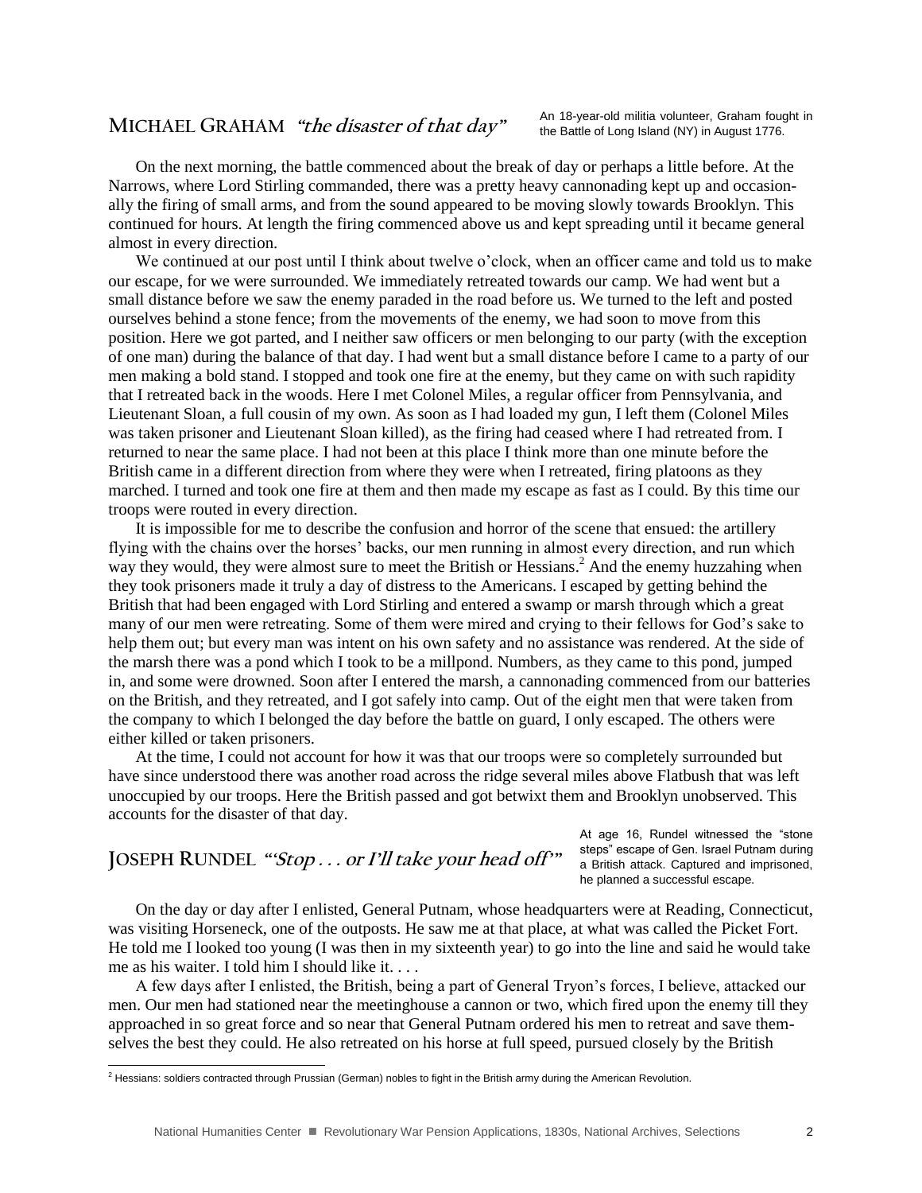## MICHAEL GRAHAM *"the disaster of that day"*

An 18-year-old militia volunteer, Graham fought in the Battle of Long Island (NY) in August 1776.

On the next morning, the battle commenced about the break of day or perhaps a little before. At the Narrows, where Lord Stirling commanded, there was a pretty heavy cannonading kept up and occasionally the firing of small arms, and from the sound appeared to be moving slowly towards Brooklyn. This continued for hours. At length the firing commenced above us and kept spreading until it became general almost in every direction.

We continued at our post until I think about twelve o'clock, when an officer came and told us to make our escape, for we were surrounded. We immediately retreated towards our camp. We had went but a small distance before we saw the enemy paraded in the road before us. We turned to the left and posted ourselves behind a stone fence; from the movements of the enemy, we had soon to move from this position. Here we got parted, and I neither saw officers or men belonging to our party (with the exception of one man) during the balance of that day. I had went but a small distance before I came to a party of our men making a bold stand. I stopped and took one fire at the enemy, but they came on with such rapidity that I retreated back in the woods. Here I met Colonel Miles, a regular officer from Pennsylvania, and Lieutenant Sloan, a full cousin of my own. As soon as I had loaded my gun, I left them (Colonel Miles was taken prisoner and Lieutenant Sloan killed), as the firing had ceased where I had retreated from. I returned to near the same place. I had not been at this place I think more than one minute before the British came in a different direction from where they were when I retreated, firing platoons as they marched. I turned and took one fire at them and then made my escape as fast as I could. By this time our troops were routed in every direction.

It is impossible for me to describe the confusion and horror of the scene that ensued: the artillery flying with the chains over the horses' backs, our men running in almost every direction, and run which way they would, they were almost sure to meet the British or Hessians.[2] And the enemy huzzahing when they took prisoners made it truly a day of distress to the Americans. I escaped by getting behind the British that had been engaged with Lord Stirling and entered a swamp or marsh through which a great many of our men were retreating. Some of them were mired and crying to their fellows for God's sake to help them out; but every man was intent on his own safety and no assistance was rendered. At the side of the marsh there was a pond which I took to be a millpond. Numbers, as they came to this pond, jumped in, and some were drowned. Soon after I entered the marsh, a cannonading commenced from our batteries on the British, and they retreated, and I got safely into camp. Out of the eight men that were taken from the company to which I belonged the day before the battle on guard, I only escaped. The others were either killed or taken prisoners.

At the time, I could not account for how it was that our troops were so completely surrounded but have since understood there was another road across the ridge several miles above Flatbush that was left unoccupied by our troops. Here the British passed and got betwixt them and Brooklyn unobserved. This accounts for the disaster of that day.

## JOSEPH RUNDEL *"'Stop . . . or I'll take your head off'"*

At age 16, Rundel witnessed the "stone steps" escape of Gen. Israel Putnam during a British attack. Captured and imprisoned, he planned a successful escape.

On the day or day after I enlisted, General Putnam, whose headquarters were at Reading, Connecticut, was visiting Horseneck, one of the outposts. He saw me at that place, at what was called the Picket Fort. He told me I looked too young (I was then in my sixteenth year) to go into the line and said he would take me as his waiter. I told him I should like it. . . .

A few days after I enlisted, the British, being a part of General Tryon's forces, I believe, attacked our men. Our men had stationed near the meetinghouse a cannon or two, which fired upon the enemy till they approached in so great force and so near that General Putnam ordered his men to retreat and save themselves the best they could. He also retreated on his horse at full speed, pursued closely by the British

[2] Hessians: soldiers contracted through Prussian (German) nobles to fight in the British army during the American Revolution.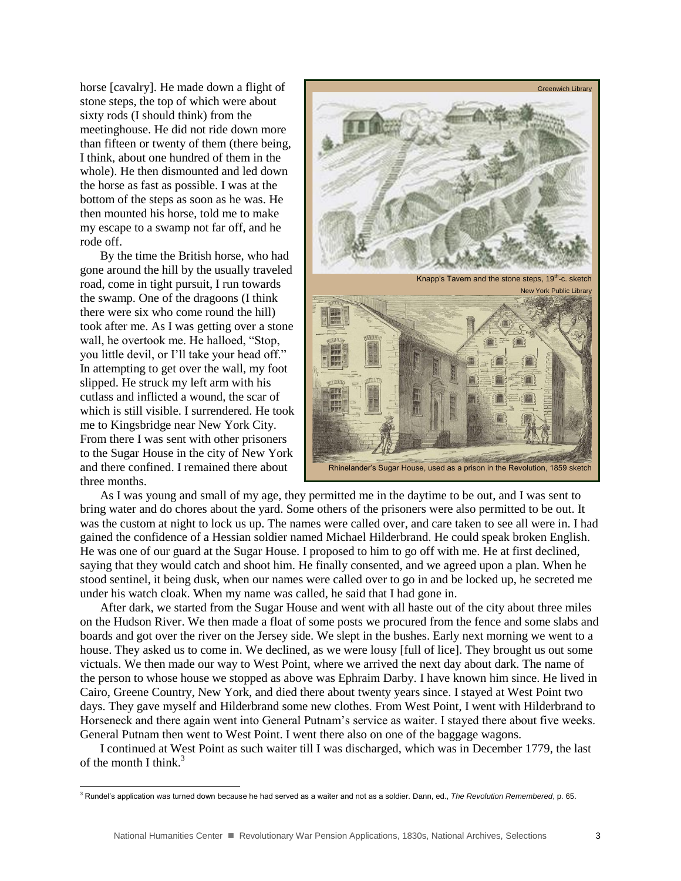horse [cavalry]. He made down a flight of stone steps, the top of which were about sixty rods (I should think) from the meetinghouse. He did not ride down more than fifteen or twenty of them (there being, I think, about one hundred of them in the whole). He then dismounted and led down the horse as fast as possible. I was at the bottom of the steps as soon as he was. He then mounted his horse, told me to make my escape to a swamp not far off, and he rode off.

By the time the British horse, who had gone around the hill by the usually traveled road, come in tight pursuit, I run towards the swamp. One of the dragoons (I think there were six who come round the hill) took after me. As I was getting over a stone wall, he overtook me. He halloed, "Stop, you little devil, or I'll take your head off." In attempting to get over the wall, my foot slipped. He struck my left arm with his cutlass and inflicted a wound, the scar of which is still visible. I surrendered. He took me to Kingsbridge near New York City. From there I was sent with other prisoners to the Sugar House in the city of New York and there confined. I remained there about three months.

Greenwich Library

Knapp's Tavern and the stone steps, 19th-c. sketch

New York Public Library

Rhinelander's Sugar House, used as a prison in the Revolution, 1859 sketch

As I was young and small of my age, they permitted me in the daytime to be out, and I was sent to bring water and do chores about the yard. Some others of the prisoners were also permitted to be out. It was the custom at night to lock us up. The names were called over, and care taken to see all were in. I had gained the confidence of a Hessian soldier named Michael Hilderbrand. He could speak broken English. He was one of our guard at the Sugar House. I proposed to him to go off with me. He at first declined, saying that they would catch and shoot him. He finally consented, and we agreed upon a plan. When he stood sentinel, it being dusk, when our names were called over to go in and be locked up, he secreted me under his watch cloak. When my name was called, he said that I had gone in.

After dark, we started from the Sugar House and went with all haste out of the city about three miles on the Hudson River. We then made a float of some posts we procured from the fence and some slabs and boards and got over the river on the Jersey side. We slept in the bushes. Early next morning we went to a house. They asked us to come in. We declined, as we were lousy [full of lice]. They brought us out some victuals. We then made our way to West Point, where we arrived the next day about dark. The name of the person to whose house we stopped as above was Ephraim Darby. I have known him since. He lived in Cairo, Greene Country, New York, and died there about twenty years since. I stayed at West Point two days. They gave myself and Hilderbrand some new clothes. From West Point, I went with Hilderbrand to Horseneck and there again went into General Putnam's service as waiter. I stayed there about five weeks. General Putnam then went to West Point. I went there also on one of the baggage wagons.

I continued at West Point as such waiter till I was discharged, which was in December 1779, the last of the month I think.[3]

[3] Rundel's application was turned down because he had served as a waiter and not as a soldier. Dann, ed., *The Revolution Remembered*, p. 65.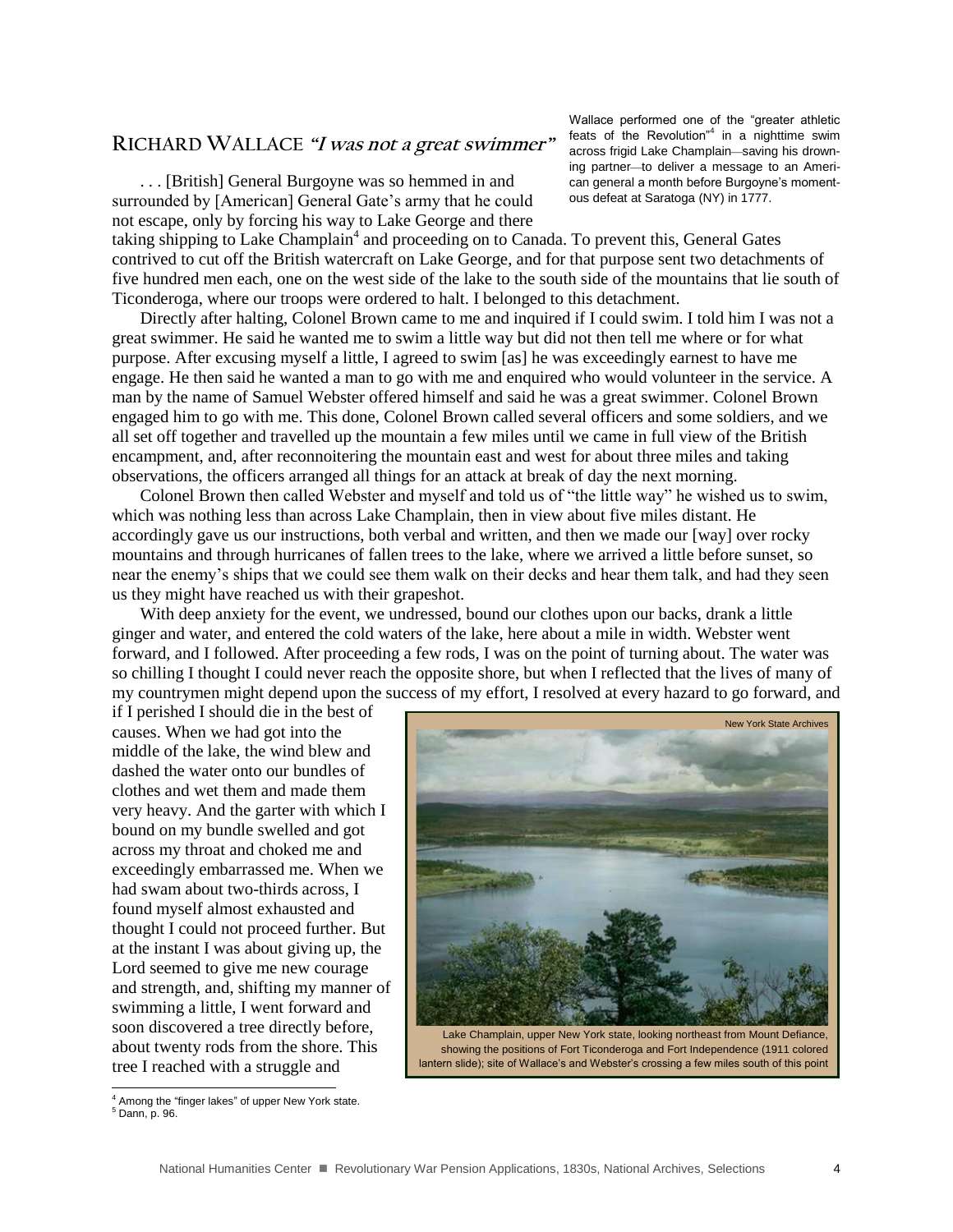## RICHARD WALLACE *"I was not a great swimmer"*

Wallace performed one of the "greater athletic feats of the Revolution"[4] in a nighttime swim across frigid Lake Champlain—saving his drowning partner—to deliver a message to an American general a month before Burgoyne's momentous defeat at Saratoga (NY) in 1777.

. . . [British] General Burgoyne was so hemmed in and surrounded by [American] General Gate's army that he could not escape, only by forcing his way to Lake George and there taking shipping to Lake Champlain[4] and proceeding on to Canada. To prevent this, General Gates contrived to cut off the British watercraft on Lake George, and for that purpose sent two detachments of five hundred men each, one on the west side of the lake to the south side of the mountains that lie south of Ticonderoga, where our troops were ordered to halt. I belonged to this detachment.

Directly after halting, Colonel Brown came to me and inquired if I could swim. I told him I was not a great swimmer. He said he wanted me to swim a little way but did not then tell me where or for what purpose. After excusing myself a little, I agreed to swim [as] he was exceedingly earnest to have me engage. He then said he wanted a man to go with me and enquired who would volunteer in the service. A man by the name of Samuel Webster offered himself and said he was a great swimmer. Colonel Brown engaged him to go with me. This done, Colonel Brown called several officers and some soldiers, and we all set off together and travelled up the mountain a few miles until we came in full view of the British encampment, and, after reconnoitering the mountain east and west for about three miles and taking observations, the officers arranged all things for an attack at break of day the next morning.

Colonel Brown then called Webster and myself and told us of "the little way" he wished us to swim, which was nothing less than across Lake Champlain, then in view about five miles distant. He accordingly gave us our instructions, both verbal and written, and then we made our [way] over rocky mountains and through hurricanes of fallen trees to the lake, where we arrived a little before sunset, so near the enemy's ships that we could see them walk on their decks and hear them talk, and had they seen us they might have reached us with their grapeshot.

With deep anxiety for the event, we undressed, bound our clothes upon our backs, drank a little ginger and water, and entered the cold waters of the lake, here about a mile in width. Webster went forward, and I followed. After proceeding a few rods, I was on the point of turning about. The water was so chilling I thought I could never reach the opposite shore, but when I reflected that the lives of many of my countrymen might depend upon the success of my effort, I resolved at every hazard to go forward, and if I perished I should die in the best of causes. When we had got into the middle of the lake, the wind blew and dashed the water onto our bundles of clothes and wet them and made them very heavy. And the garter with which I bound on my bundle swelled and got across my throat and choked me and exceedingly embarrassed me. When we had swam about two-thirds across, I found myself almost exhausted and thought I could not proceed further. But at the instant I was about giving up, the Lord seemed to give me new courage and strength, and, shifting my manner of swimming a little, I went forward and soon discovered a tree directly before, about twenty rods from the shore. This tree I reached with a struggle and

New York State Archives

Lake Champlain, upper New York state, looking northeast from Mount Defiance, showing the positions of Fort Ticonderoga and Fort Independence (1911 colored lantern slide); site of Wallace's and Webster's crossing a few miles south of this point

[4] Among the "finger lakes" of upper New York state.

[5] Dann, p. 96.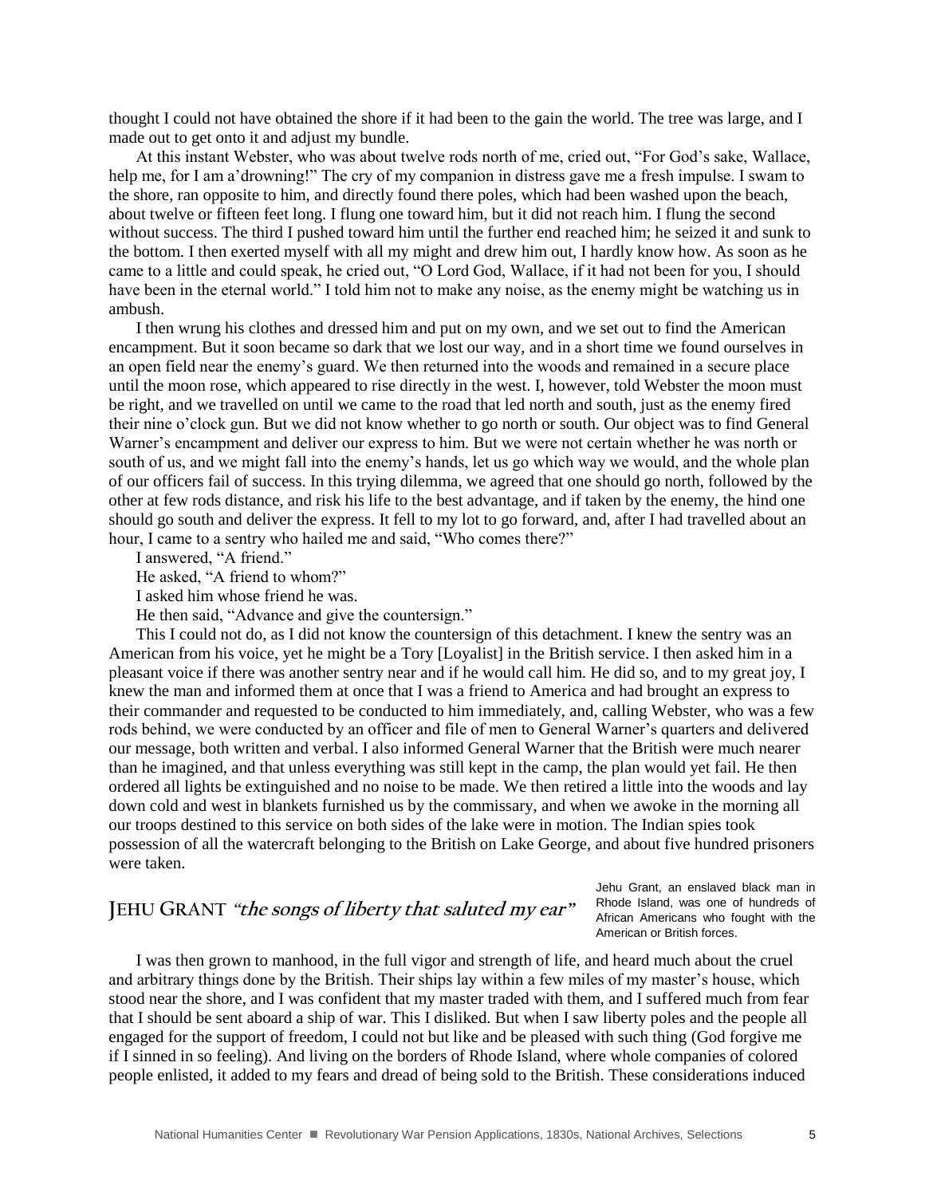thought I could not have obtained the shore if it had been to the gain the world. The tree was large, and I made out to get onto it and adjust my bundle.

At this instant Webster, who was about twelve rods north of me, cried out, "For God's sake, Wallace, help me, for I am a'drowning!" The cry of my companion in distress gave me a fresh impulse. I swam to the shore, ran opposite to him, and directly found there poles, which had been washed upon the beach, about twelve or fifteen feet long. I flung one toward him, but it did not reach him. I flung the second without success. The third I pushed toward him until the further end reached him; he seized it and sunk to the bottom. I then exerted myself with all my might and drew him out, I hardly know how. As soon as he came to a little and could speak, he cried out, "O Lord God, Wallace, if it had not been for you, I should have been in the eternal world." I told him not to make any noise, as the enemy might be watching us in ambush.

I then wrung his clothes and dressed him and put on my own, and we set out to find the American encampment. But it soon became so dark that we lost our way, and in a short time we found ourselves in an open field near the enemy's guard. We then returned into the woods and remained in a secure place until the moon rose, which appeared to rise directly in the west. I, however, told Webster the moon must be right, and we travelled on until we came to the road that led north and south, just as the enemy fired their nine o'clock gun. But we did not know whether to go north or south. Our object was to find General Warner's encampment and deliver our express to him. But we were not certain whether he was north or south of us, and we might fall into the enemy's hands, let us go which way we would, and the whole plan of our officers fail of success. In this trying dilemma, we agreed that one should go north, followed by the other at few rods distance, and risk his life to the best advantage, and if taken by the enemy, the hind one should go south and deliver the express. It fell to my lot to go forward, and, after I had travelled about an hour, I came to a sentry who hailed me and said, "Who comes there?"

I answered, "A friend."

He asked, "A friend to whom?"

I asked him whose friend he was.

He then said, "Advance and give the countersign."

This I could not do, as I did not know the countersign of this detachment. I knew the sentry was an American from his voice, yet he might be a Tory [Loyalist] in the British service. I then asked him in a pleasant voice if there was another sentry near and if he would call him. He did so, and to my great joy, I knew the man and informed them at once that I was a friend to America and had brought an express to their commander and requested to be conducted to him immediately, and, calling Webster, who was a few rods behind, we were conducted by an officer and file of men to General Warner's quarters and delivered our message, both written and verbal. I also informed General Warner that the British were much nearer than he imagined, and that unless everything was still kept in the camp, the plan would yet fail. He then ordered all lights be extinguished and no noise to be made. We then retired a little into the woods and lay down cold and west in blankets furnished us by the commissary, and when we awoke in the morning all our troops destined to this service on both sides of the lake were in motion. The Indian spies took possession of all the watercraft belonging to the British on Lake George, and about five hundred prisoners were taken.

## JEHU GRANT *"the songs of liberty that saluted my ear"*

Jehu Grant, an enslaved black man in Rhode Island, was one of hundreds of African Americans who fought with the American or British forces.

I was then grown to manhood, in the full vigor and strength of life, and heard much about the cruel and arbitrary things done by the British. Their ships lay within a few miles of my master's house, which stood near the shore, and I was confident that my master traded with them, and I suffered much from fear that I should be sent aboard a ship of war. This I disliked. But when I saw liberty poles and the people all engaged for the support of freedom, I could not but like and be pleased with such thing (God forgive me if I sinned in so feeling). And living on the borders of Rhode Island, where whole companies of colored people enlisted, it added to my fears and dread of being sold to the British. These considerations induced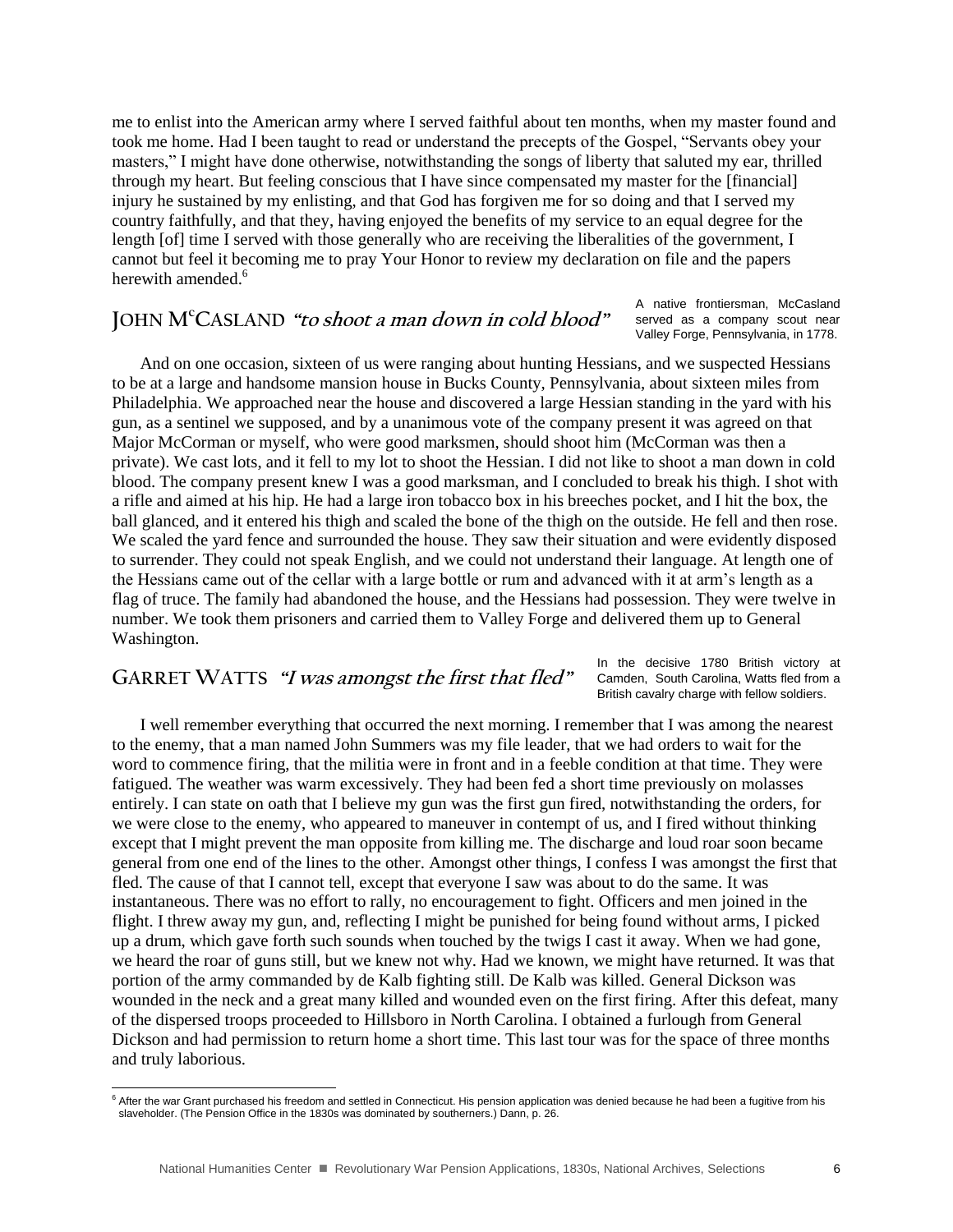me to enlist into the American army where I served faithful about ten months, when my master found and took me home. Had I been taught to read or understand the precepts of the Gospel, "Servants obey your masters," I might have done otherwise, notwithstanding the songs of liberty that saluted my ear, thrilled through my heart. But feeling conscious that I have since compensated my master for the [financial] injury he sustained by my enlisting, and that God has forgiven me for so doing and that I served my country faithfully, and that they, having enjoyed the benefits of my service to an equal degree for the length [of] time I served with those generally who are receiving the liberalities of the government, I cannot but feel it becoming me to pray Your Honor to review my declaration on file and the papers herewith amended.[6]

## JOHN McCASLAND *"to shoot a man down in cold blood"*

A native frontiersman, McCasland served as a company scout near Valley Forge, Pennsylvania, in 1778.

And on one occasion, sixteen of us were ranging about hunting Hessians, and we suspected Hessians to be at a large and handsome mansion house in Bucks County, Pennsylvania, about sixteen miles from Philadelphia. We approached near the house and discovered a large Hessian standing in the yard with his gun, as a sentinel we supposed, and by a unanimous vote of the company present it was agreed on that Major McCorman or myself, who were good marksmen, should shoot him (McCorman was then a private). We cast lots, and it fell to my lot to shoot the Hessian. I did not like to shoot a man down in cold blood. The company present knew I was a good marksman, and I concluded to break his thigh. I shot with a rifle and aimed at his hip. He had a large iron tobacco box in his breeches pocket, and I hit the box, the ball glanced, and it entered his thigh and scaled the bone of the thigh on the outside. He fell and then rose. We scaled the yard fence and surrounded the house. They saw their situation and were evidently disposed to surrender. They could not speak English, and we could not understand their language. At length one of the Hessians came out of the cellar with a large bottle or rum and advanced with it at arm's length as a flag of truce. The family had abandoned the house, and the Hessians had possession. They were twelve in number. We took them prisoners and carried them to Valley Forge and delivered them up to General Washington.

## GARRET WATTS *"I was amongst the first that fled"*

In the decisive 1780 British victory at Camden, South Carolina, Watts fled from a British cavalry charge with fellow soldiers.

I well remember everything that occurred the next morning. I remember that I was among the nearest to the enemy, that a man named John Summers was my file leader, that we had orders to wait for the word to commence firing, that the militia were in front and in a feeble condition at that time. They were fatigued. The weather was warm excessively. They had been fed a short time previously on molasses entirely. I can state on oath that I believe my gun was the first gun fired, notwithstanding the orders, for we were close to the enemy, who appeared to maneuver in contempt of us, and I fired without thinking except that I might prevent the man opposite from killing me. The discharge and loud roar soon became general from one end of the lines to the other. Amongst other things, I confess I was amongst the first that fled. The cause of that I cannot tell, except that everyone I saw was about to do the same. It was instantaneous. There was no effort to rally, no encouragement to fight. Officers and men joined in the flight. I threw away my gun, and, reflecting I might be punished for being found without arms, I picked up a drum, which gave forth such sounds when touched by the twigs I cast it away. When we had gone, we heard the roar of guns still, but we knew not why. Had we known, we might have returned. It was that portion of the army commanded by de Kalb fighting still. De Kalb was killed. General Dickson was wounded in the neck and a great many killed and wounded even on the first firing. After this defeat, many of the dispersed troops proceeded to Hillsboro in North Carolina. I obtained a furlough from General Dickson and had permission to return home a short time. This last tour was for the space of three months and truly laborious.

[6] After the war Grant purchased his freedom and settled in Connecticut. His pension application was denied because he had been a fugitive from his slaveholder. (The Pension Office in the 1830s was dominated by southerners.) Dann, p. 26.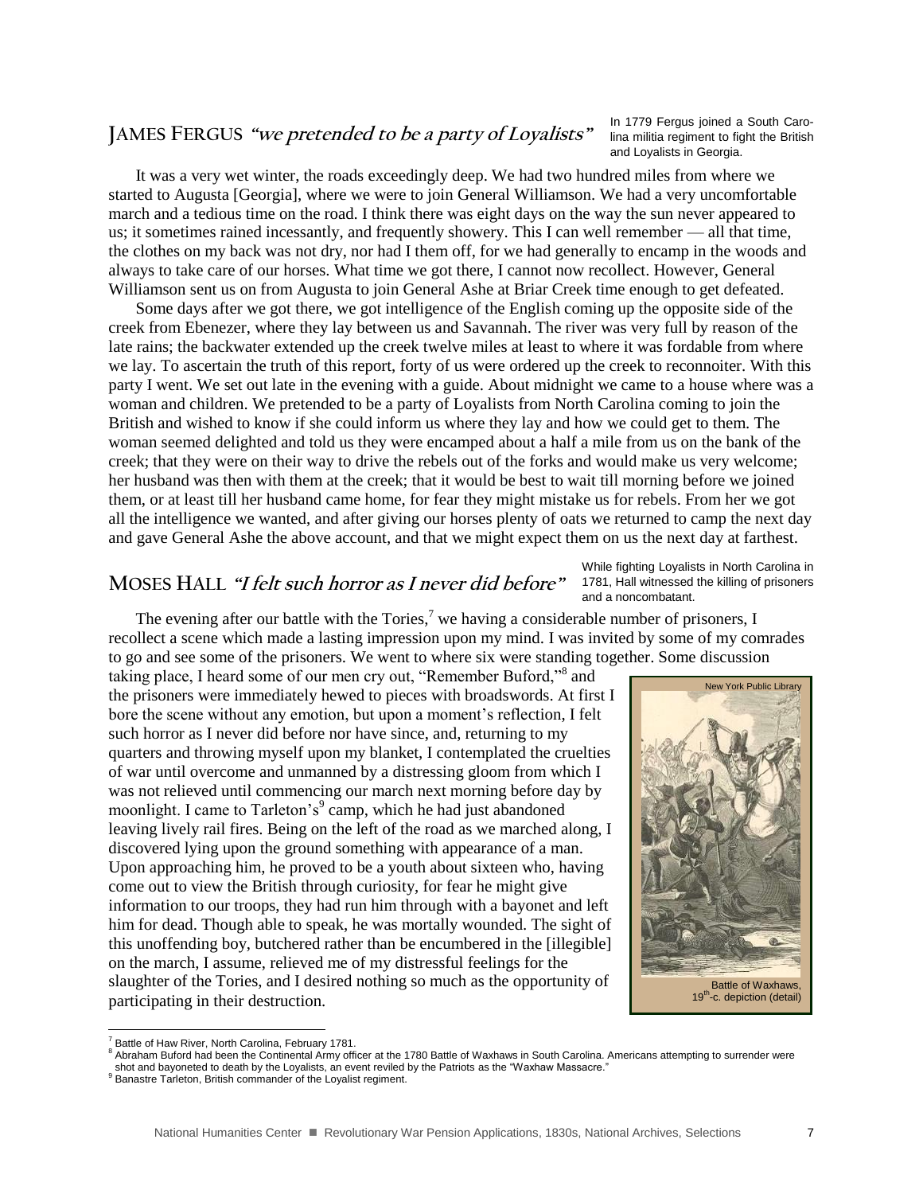## JAMES FERGUS *"we pretended to be a party of Loyalists"*

In 1779 Fergus joined a South Carolina militia regiment to fight the British and Loyalists in Georgia.

It was a very wet winter, the roads exceedingly deep. We had two hundred miles from where we started to Augusta [Georgia], where we were to join General Williamson. We had a very uncomfortable march and a tedious time on the road. I think there was eight days on the way the sun never appeared to us; it sometimes rained incessantly, and frequently showery. This I can well remember — all that time, the clothes on my back was not dry, nor had I them off, for we had generally to encamp in the woods and always to take care of our horses. What time we got there, I cannot now recollect. However, General Williamson sent us on from Augusta to join General Ashe at Briar Creek time enough to get defeated.

Some days after we got there, we got intelligence of the English coming up the opposite side of the creek from Ebenezer, where they lay between us and Savannah. The river was very full by reason of the late rains; the backwater extended up the creek twelve miles at least to where it was fordable from where we lay. To ascertain the truth of this report, forty of us were ordered up the creek to reconnoiter. With this party I went. We set out late in the evening with a guide. About midnight we came to a house where was a woman and children. We pretended to be a party of Loyalists from North Carolina coming to join the British and wished to know if she could inform us where they lay and how we could get to them. The woman seemed delighted and told us they were encamped about a half a mile from us on the bank of the creek; that they were on their way to drive the rebels out of the forks and would make us very welcome; her husband was then with them at the creek; that it would be best to wait till morning before we joined them, or at least till her husband came home, for fear they might mistake us for rebels. From her we got all the intelligence we wanted, and after giving our horses plenty of oats we returned to camp the next day and gave General Ashe the above account, and that we might expect them on us the next day at farthest.

## MOSES HALL *"I felt such horror as I never did before"*

While fighting Loyalists in North Carolina in 1781, Hall witnessed the killing of prisoners and a noncombatant.

The evening after our battle with the Tories,[7] we having a considerable number of prisoners, I recollect a scene which made a lasting impression upon my mind. I was invited by some of my comrades to go and see some of the prisoners. We went to where six were standing together. Some discussion taking place, I heard some of our men cry out, "Remember Buford,"[8] and the prisoners were immediately hewed to pieces with broadswords. At first I bore the scene without any emotion, but upon a moment's reflection, I felt such horror as I never did before nor have since, and, returning to my quarters and throwing myself upon my blanket, I contemplated the cruelties of war until overcome and unmanned by a distressing gloom from which I was not relieved until commencing our march next morning before day by moonlight. I came to Tarleton's[9] camp, which he had just abandoned leaving lively rail fires. Being on the left of the road as we marched along, I discovered lying upon the ground something with appearance of a man. Upon approaching him, he proved to be a youth about sixteen who, having come out to view the British through curiosity, for fear he might give information to our troops, they had run him through with a bayonet and left him for dead. Though able to speak, he was mortally wounded. The sight of this unoffending boy, butchered rather than be encumbered in the [illegible] on the march, I assume, relieved me of my distressful feelings for the slaughter of the Tories, and I desired nothing so much as the opportunity of participating in their destruction.

New York Public Library

Battle of Waxhaws, 19th-c. depiction (detail)

[7] Battle of Haw River, North Carolina, February 1781.

[8] Abraham Buford had been the Continental Army officer at the 1780 Battle of Waxhaws in South Carolina. Americans attempting to surrender were shot and bayoneted to death by the Loyalists, an event reviled by the Patriots as the "Waxhaw Massacre."

[9] Banastre Tarleton, British commander of the Loyalist regiment.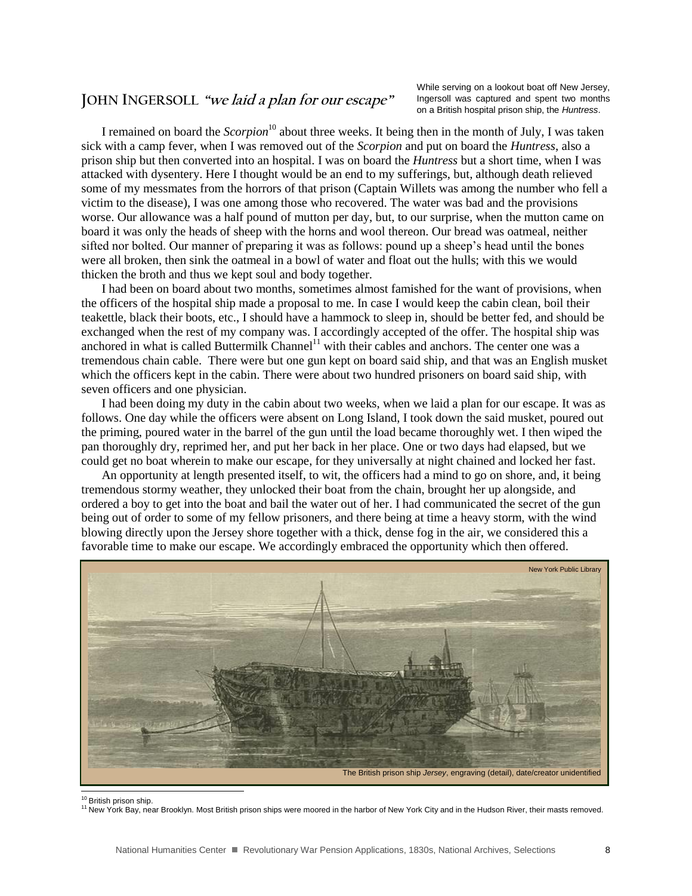## JOHN INGERSOLL *"we laid a plan for our escape"*

While serving on a lookout boat off New Jersey, Ingersoll was captured and spent two months on a British hospital prison ship, the *Huntress*.

I remained on board the *Scorpion*[10] about three weeks. It being then in the month of July, I was taken sick with a camp fever, when I was removed out of the *Scorpion* and put on board the *Huntress*, also a prison ship but then converted into an hospital. I was on board the *Huntress* but a short time, when I was attacked with dysentery. Here I thought would be an end to my sufferings, but, although death relieved some of my messmates from the horrors of that prison (Captain Willets was among the number who fell a victim to the disease), I was one among those who recovered. The water was bad and the provisions worse. Our allowance was a half pound of mutton per day, but, to our surprise, when the mutton came on board it was only the heads of sheep with the horns and wool thereon. Our bread was oatmeal, neither sifted nor bolted. Our manner of preparing it was as follows: pound up a sheep's head until the bones were all broken, then sink the oatmeal in a bowl of water and float out the hulls; with this we would thicken the broth and thus we kept soul and body together.

I had been on board about two months, sometimes almost famished for the want of provisions, when the officers of the hospital ship made a proposal to me. In case I would keep the cabin clean, boil their teakettle, black their boots, etc., I should have a hammock to sleep in, should be better fed, and should be exchanged when the rest of my company was. I accordingly accepted of the offer. The hospital ship was anchored in what is called Buttermilk Channel[11] with their cables and anchors. The center one was a tremendous chain cable. There were but one gun kept on board said ship, and that was an English musket which the officers kept in the cabin. There were about two hundred prisoners on board said ship, with seven officers and one physician.

I had been doing my duty in the cabin about two weeks, when we laid a plan for our escape. It was as follows. One day while the officers were absent on Long Island, I took down the said musket, poured out the priming, poured water in the barrel of the gun until the load became thoroughly wet. I then wiped the pan thoroughly dry, reprimed her, and put her back in her place. One or two days had elapsed, but we could get no boat wherein to make our escape, for they universally at night chained and locked her fast.

An opportunity at length presented itself, to wit, the officers had a mind to go on shore, and, it being tremendous stormy weather, they unlocked their boat from the chain, brought her up alongside, and ordered a boy to get into the boat and bail the water out of her. I had communicated the secret of the gun being out of order to some of my fellow prisoners, and there being at time a heavy storm, with the wind blowing directly upon the Jersey shore together with a thick, dense fog in the air, we considered this a favorable time to make our escape. We accordingly embraced the opportunity which then offered.

New York Public Library

The British prison ship *Jersey*, engraving (detail), date/creator unidentified

[10] British prison ship.

[11] New York Bay, near Brooklyn. Most British prison ships were moored in the harbor of New York City and in the Hudson River, their masts removed.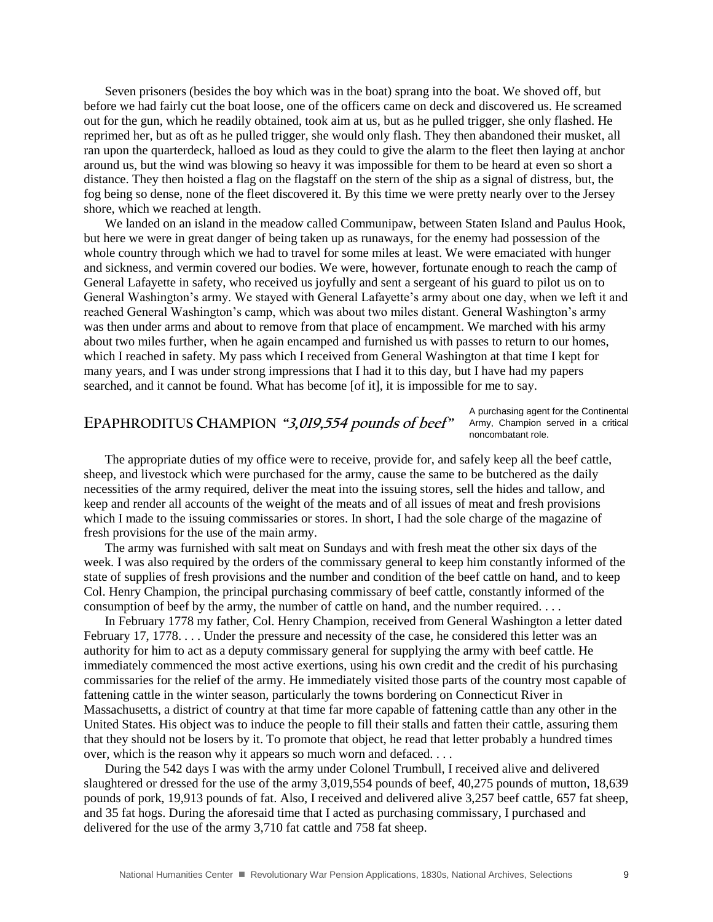Seven prisoners (besides the boy which was in the boat) sprang into the boat. We shoved off, but before we had fairly cut the boat loose, one of the officers came on deck and discovered us. He screamed out for the gun, which he readily obtained, took aim at us, but as he pulled trigger, she only flashed. He reprimed her, but as oft as he pulled trigger, she would only flash. They then abandoned their musket, all ran upon the quarterdeck, halloed as loud as they could to give the alarm to the fleet then laying at anchor around us, but the wind was blowing so heavy it was impossible for them to be heard at even so short a distance. They then hoisted a flag on the flagstaff on the stern of the ship as a signal of distress, but, the fog being so dense, none of the fleet discovered it. By this time we were pretty nearly over to the Jersey shore, which we reached at length.

We landed on an island in the meadow called Communipaw, between Staten Island and Paulus Hook, but here we were in great danger of being taken up as runaways, for the enemy had possession of the whole country through which we had to travel for some miles at least. We were emaciated with hunger and sickness, and vermin covered our bodies. We were, however, fortunate enough to reach the camp of General Lafayette in safety, who received us joyfully and sent a sergeant of his guard to pilot us on to General Washington's army. We stayed with General Lafayette's army about one day, when we left it and reached General Washington's camp, which was about two miles distant. General Washington's army was then under arms and about to remove from that place of encampment. We marched with his army about two miles further, when he again encamped and furnished us with passes to return to our homes, which I reached in safety. My pass which I received from General Washington at that time I kept for many years, and I was under strong impressions that I had it to this day, but I have had my papers searched, and it cannot be found. What has become [of it], it is impossible for me to say.

## EPAPHRODITUS CHAMPION *"3,019,554 pounds of beef"*

A purchasing agent for the Continental Army, Champion served in a critical noncombatant role.

The appropriate duties of my office were to receive, provide for, and safely keep all the beef cattle, sheep, and livestock which were purchased for the army, cause the same to be butchered as the daily necessities of the army required, deliver the meat into the issuing stores, sell the hides and tallow, and keep and render all accounts of the weight of the meats and of all issues of meat and fresh provisions which I made to the issuing commissaries or stores. In short, I had the sole charge of the magazine of fresh provisions for the use of the main army.

The army was furnished with salt meat on Sundays and with fresh meat the other six days of the week. I was also required by the orders of the commissary general to keep him constantly informed of the state of supplies of fresh provisions and the number and condition of the beef cattle on hand, and to keep Col. Henry Champion, the principal purchasing commissary of beef cattle, constantly informed of the consumption of beef by the army, the number of cattle on hand, and the number required. . . .

In February 1778 my father, Col. Henry Champion, received from General Washington a letter dated February 17, 1778. . . . Under the pressure and necessity of the case, he considered this letter was an authority for him to act as a deputy commissary general for supplying the army with beef cattle. He immediately commenced the most active exertions, using his own credit and the credit of his purchasing commissaries for the relief of the army. He immediately visited those parts of the country most capable of fattening cattle in the winter season, particularly the towns bordering on Connecticut River in Massachusetts, a district of country at that time far more capable of fattening cattle than any other in the United States. His object was to induce the people to fill their stalls and fatten their cattle, assuring them that they should not be losers by it. To promote that object, he read that letter probably a hundred times over, which is the reason why it appears so much worn and defaced. . . .

During the 542 days I was with the army under Colonel Trumbull, I received alive and delivered slaughtered or dressed for the use of the army 3,019,554 pounds of beef, 40,275 pounds of mutton, 18,639 pounds of pork, 19,913 pounds of fat. Also, I received and delivered alive 3,257 beef cattle, 657 fat sheep, and 35 fat hogs. During the aforesaid time that I acted as purchasing commissary, I purchased and delivered for the use of the army 3,710 fat cattle and 758 fat sheep.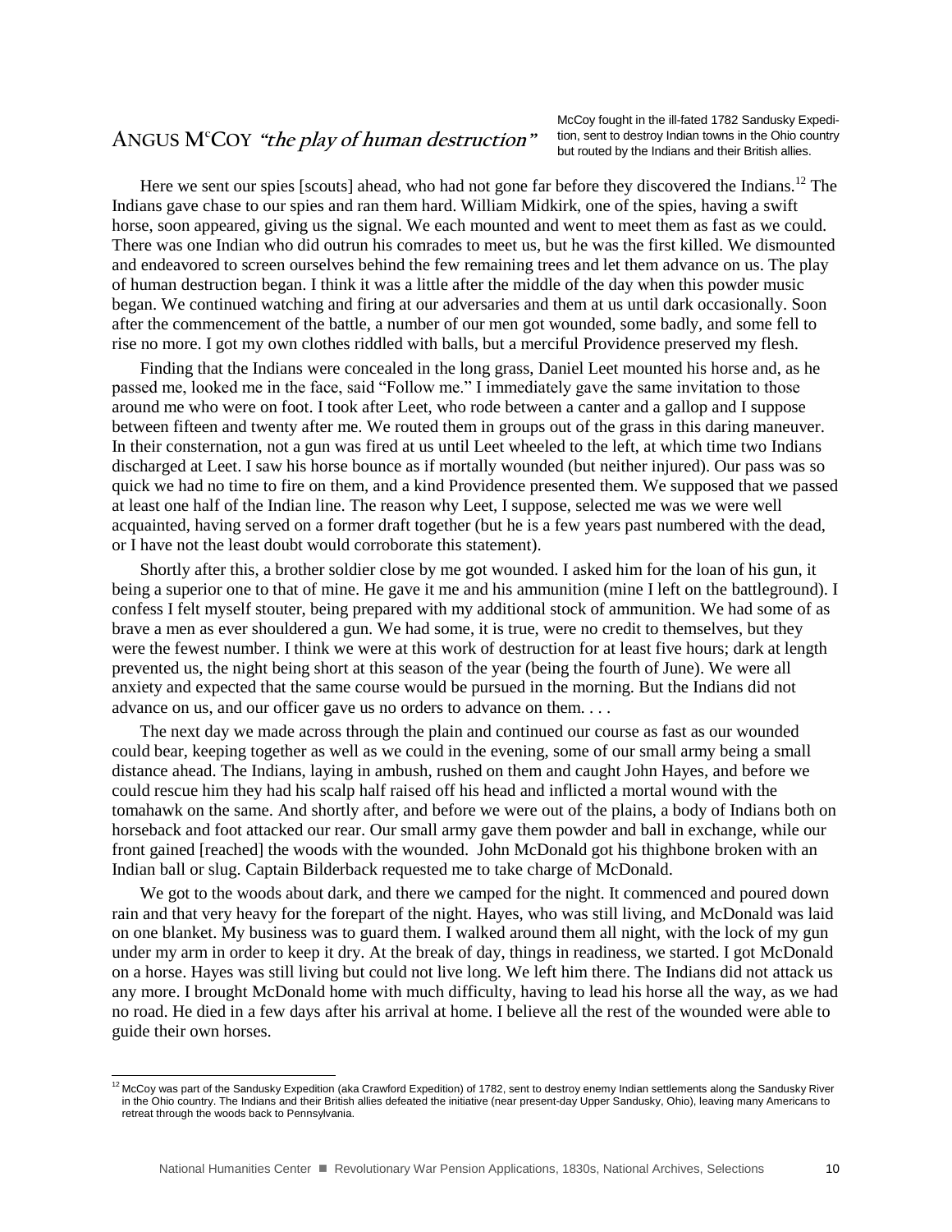## ANGUS M^cCOY *"the play of human destruction"*

McCoy fought in the ill-fated 1782 Sandusky Expedition, sent to destroy Indian towns in the Ohio country but routed by the Indians and their British allies.

Here we sent our spies [scouts] ahead, who had not gone far before they discovered the Indians.[12] The Indians gave chase to our spies and ran them hard. William Midkirk, one of the spies, having a swift horse, soon appeared, giving us the signal. We each mounted and went to meet them as fast as we could. There was one Indian who did outrun his comrades to meet us, but he was the first killed. We dismounted and endeavored to screen ourselves behind the few remaining trees and let them advance on us. The play of human destruction began. I think it was a little after the middle of the day when this powder music began. We continued watching and firing at our adversaries and them at us until dark occasionally. Soon after the commencement of the battle, a number of our men got wounded, some badly, and some fell to rise no more. I got my own clothes riddled with balls, but a merciful Providence preserved my flesh.

Finding that the Indians were concealed in the long grass, Daniel Leet mounted his horse and, as he passed me, looked me in the face, said "Follow me." I immediately gave the same invitation to those around me who were on foot. I took after Leet, who rode between a canter and a gallop and I suppose between fifteen and twenty after me. We routed them in groups out of the grass in this daring maneuver. In their consternation, not a gun was fired at us until Leet wheeled to the left, at which time two Indians discharged at Leet. I saw his horse bounce as if mortally wounded (but neither injured). Our pass was so quick we had no time to fire on them, and a kind Providence presented them. We supposed that we passed at least one half of the Indian line. The reason why Leet, I suppose, selected me was we were well acquainted, having served on a former draft together (but he is a few years past numbered with the dead, or I have not the least doubt would corroborate this statement).

Shortly after this, a brother soldier close by me got wounded. I asked him for the loan of his gun, it being a superior one to that of mine. He gave it me and his ammunition (mine I left on the battleground). I confess I felt myself stouter, being prepared with my additional stock of ammunition. We had some of as brave a men as ever shouldered a gun. We had some, it is true, were no credit to themselves, but they were the fewest number. I think we were at this work of destruction for at least five hours; dark at length prevented us, the night being short at this season of the year (being the fourth of June). We were all anxiety and expected that the same course would be pursued in the morning. But the Indians did not advance on us, and our officer gave us no orders to advance on them. . . .

The next day we made across through the plain and continued our course as fast as our wounded could bear, keeping together as well as we could in the evening, some of our small army being a small distance ahead. The Indians, laying in ambush, rushed on them and caught John Hayes, and before we could rescue him they had his scalp half raised off his head and inflicted a mortal wound with the tomahawk on the same. And shortly after, and before we were out of the plains, a body of Indians both on horseback and foot attacked our rear. Our small army gave them powder and ball in exchange, while our front gained [reached] the woods with the wounded. John McDonald got his thighbone broken with an Indian ball or slug. Captain Bilderback requested me to take charge of McDonald.

We got to the woods about dark, and there we camped for the night. It commenced and poured down rain and that very heavy for the forepart of the night. Hayes, who was still living, and McDonald was laid on one blanket. My business was to guard them. I walked around them all night, with the lock of my gun under my arm in order to keep it dry. At the break of day, things in readiness, we started. I got McDonald on a horse. Hayes was still living but could not live long. We left him there. The Indians did not attack us any more. I brought McDonald home with much difficulty, having to lead his horse all the way, as we had no road. He died in a few days after his arrival at home. I believe all the rest of the wounded were able to guide their own horses.

[12] McCoy was part of the Sandusky Expedition (aka Crawford Expedition) of 1782, sent to destroy enemy Indian settlements along the Sandusky River in the Ohio country. The Indians and their British allies defeated the initiative (near present-day Upper Sandusky, Ohio), leaving many Americans to retreat through the woods back to Pennsylvania.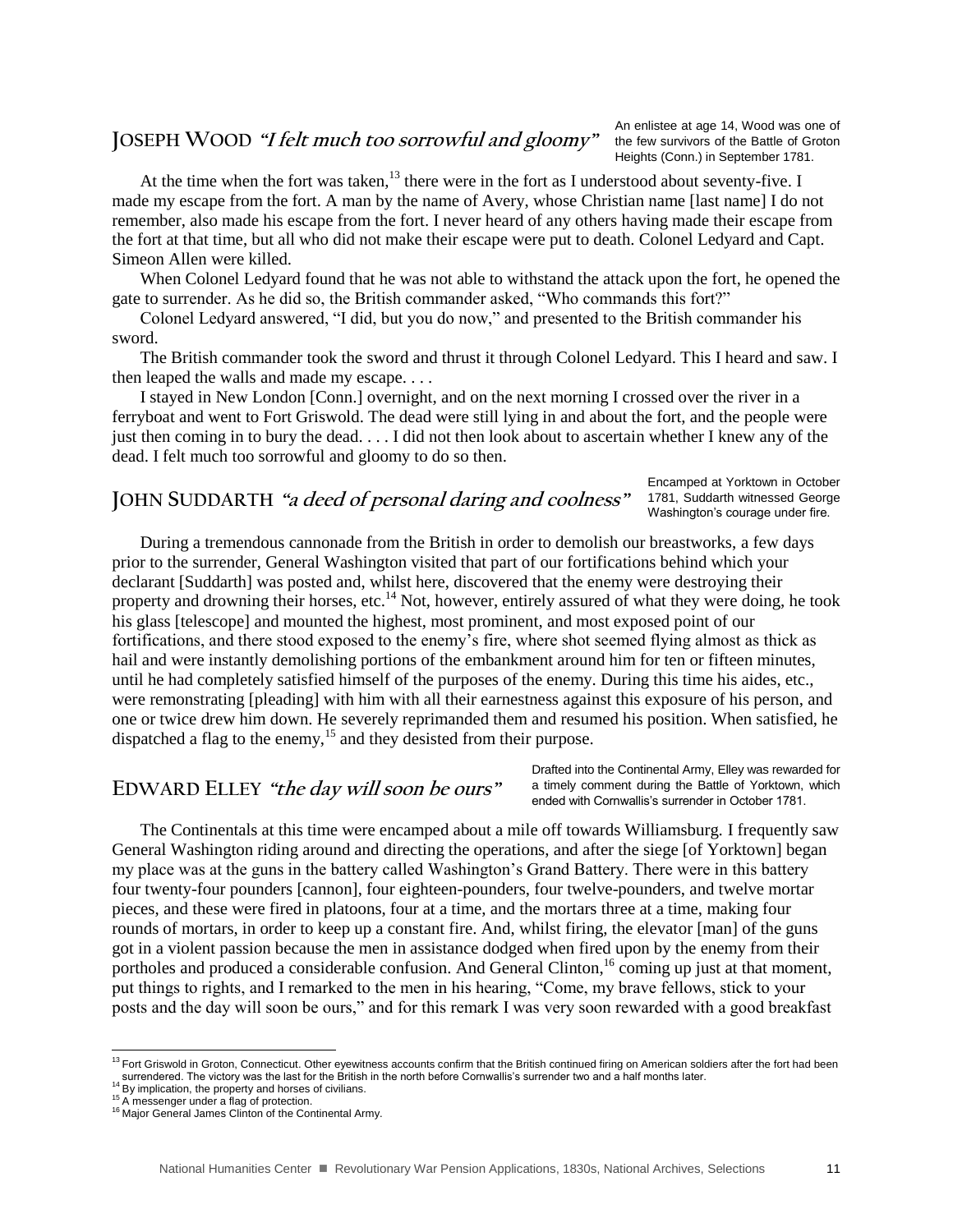## JOSEPH WOOD *"I felt much too sorrowful and gloomy"*

An enlistee at age 14, Wood was one of the few survivors of the Battle of Groton Heights (Conn.) in September 1781.

At the time when the fort was taken,[13] there were in the fort as I understood about seventy-five. I made my escape from the fort. A man by the name of Avery, whose Christian name [last name] I do not remember, also made his escape from the fort. I never heard of any others having made their escape from the fort at that time, but all who did not make their escape were put to death. Colonel Ledyard and Capt. Simeon Allen were killed.

When Colonel Ledyard found that he was not able to withstand the attack upon the fort, he opened the gate to surrender. As he did so, the British commander asked, "Who commands this fort?"

Colonel Ledyard answered, "I did, but you do now," and presented to the British commander his sword.

The British commander took the sword and thrust it through Colonel Ledyard. This I heard and saw. I then leaped the walls and made my escape. . . .

I stayed in New London [Conn.] overnight, and on the next morning I crossed over the river in a ferryboat and went to Fort Griswold. The dead were still lying in and about the fort, and the people were just then coming in to bury the dead. . . . I did not then look about to ascertain whether I knew any of the dead. I felt much too sorrowful and gloomy to do so then.

## JOHN SUDDARTH *"a deed of personal daring and coolness"*

Encamped at Yorktown in October 1781, Suddarth witnessed George Washington's courage under fire.

During a tremendous cannonade from the British in order to demolish our breastworks, a few days prior to the surrender, General Washington visited that part of our fortifications behind which your declarant [Suddarth] was posted and, whilst here, discovered that the enemy were destroying their property and drowning their horses, etc.[14] Not, however, entirely assured of what they were doing, he took his glass [telescope] and mounted the highest, most prominent, and most exposed point of our fortifications, and there stood exposed to the enemy's fire, where shot seemed flying almost as thick as hail and were instantly demolishing portions of the embankment around him for ten or fifteen minutes, until he had completely satisfied himself of the purposes of the enemy. During this time his aides, etc., were remonstrating [pleading] with him with all their earnestness against this exposure of his person, and one or twice drew him down. He severely reprimanded them and resumed his position. When satisfied, he dispatched a flag to the enemy,[15] and they desisted from their purpose.

## EDWARD ELLEY *"the day will soon be ours"*

Drafted into the Continental Army, Elley was rewarded for a timely comment during the Battle of Yorktown, which ended with Cornwallis's surrender in October 1781.

The Continentals at this time were encamped about a mile off towards Williamsburg. I frequently saw General Washington riding around and directing the operations, and after the siege [of Yorktown] began my place was at the guns in the battery called Washington's Grand Battery. There were in this battery four twenty-four pounders [cannon], four eighteen-pounders, four twelve-pounders, and twelve mortar pieces, and these were fired in platoons, four at a time, and the mortars three at a time, making four rounds of mortars, in order to keep up a constant fire. And, whilst firing, the elevator [man] of the guns got in a violent passion because the men in assistance dodged when fired upon by the enemy from their portholes and produced a considerable confusion. And General Clinton,[16] coming up just at that moment, put things to rights, and I remarked to the men in his hearing, "Come, my brave fellows, stick to your posts and the day will soon be ours," and for this remark I was very soon rewarded with a good breakfast

---

[13] Fort Griswold in Groton, Connecticut. Other eyewitness accounts confirm that the British continued firing on American soldiers after the fort had been surrendered. The victory was the last for the British in the north before Cornwallis's surrender two and a half months later.

[14] By implication, the property and horses of civilians.

[15] A messenger under a flag of protection.

[16] Major General James Clinton of the Continental Army.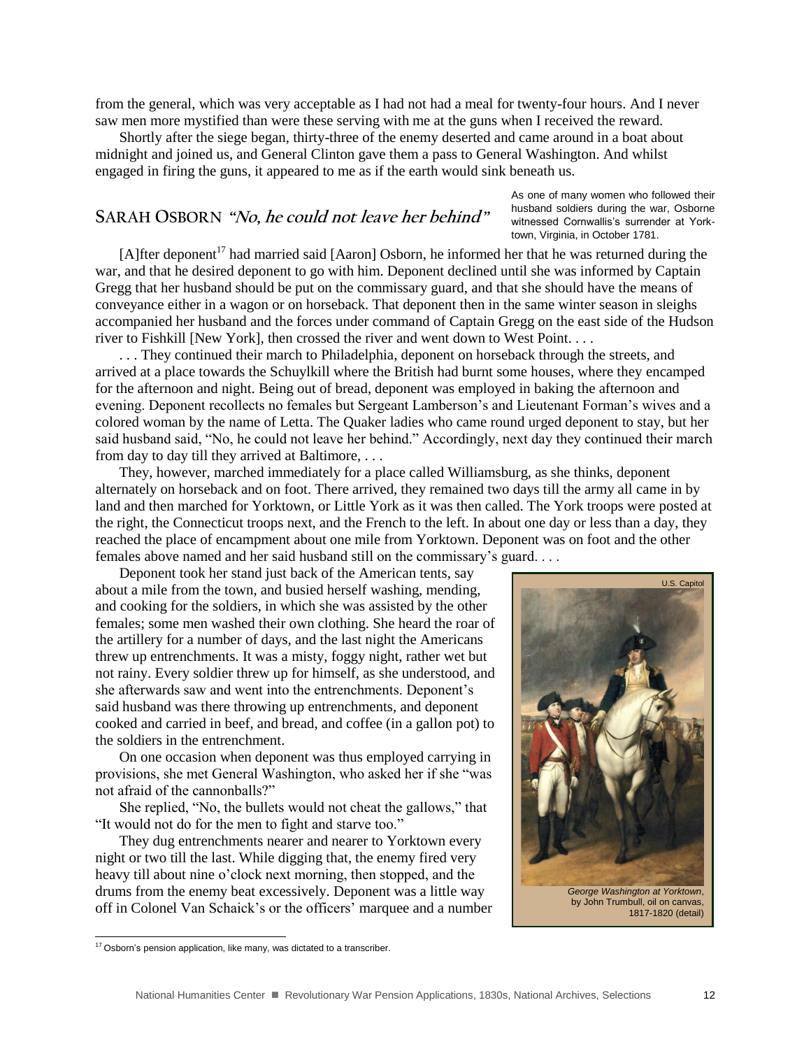from the general, which was very acceptable as I had not had a meal for twenty-four hours. And I never saw men more mystified than were these serving with me at the guns when I received the reward.

Shortly after the siege began, thirty-three of the enemy deserted and came around in a boat about midnight and joined us, and General Clinton gave them a pass to General Washington. And whilst engaged in firing the guns, it appeared to me as if the earth would sink beneath us.

## SARAH OSBORN *"No, he could not leave her behind"*

As one of many women who followed their husband soldiers during the war, Osborne witnessed Cornwallis's surrender at Yorktown, Virginia, in October 1781.

[A]fter deponent[17] had married said [Aaron] Osborn, he informed her that he was returned during the war, and that he desired deponent to go with him. Deponent declined until she was informed by Captain Gregg that her husband should be put on the commissary guard, and that she should have the means of conveyance either in a wagon or on horseback. That deponent then in the same winter season in sleighs accompanied her husband and the forces under command of Captain Gregg on the east side of the Hudson river to Fishkill [New York], then crossed the river and went down to West Point. . . .

. . . They continued their march to Philadelphia, deponent on horseback through the streets, and arrived at a place towards the Schuylkill where the British had burnt some houses, where they encamped for the afternoon and night. Being out of bread, deponent was employed in baking the afternoon and evening. Deponent recollects no females but Sergeant Lamberson's and Lieutenant Forman's wives and a colored woman by the name of Letta. The Quaker ladies who came round urged deponent to stay, but her said husband said, "No, he could not leave her behind." Accordingly, next day they continued their march from day to day till they arrived at Baltimore, . . .

They, however, marched immediately for a place called Williamsburg, as she thinks, deponent alternately on horseback and on foot. There arrived, they remained two days till the army all came in by land and then marched for Yorktown, or Little York as it was then called. The York troops were posted at the right, the Connecticut troops next, and the French to the left. In about one day or less than a day, they reached the place of encampment about one mile from Yorktown. Deponent was on foot and the other females above named and her said husband still on the commissary's guard. . . .

Deponent took her stand just back of the American tents, say about a mile from the town, and busied herself washing, mending, and cooking for the soldiers, in which she was assisted by the other females; some men washed their own clothing. She heard the roar of the artillery for a number of days, and the last night the Americans threw up entrenchments. It was a misty, foggy night, rather wet but not rainy. Every soldier threw up for himself, as she understood, and she afterwards saw and went into the entrenchments. Deponent's said husband was there throwing up entrenchments, and deponent cooked and carried in beef, and bread, and coffee (in a gallon pot) to the soldiers in the entrenchment.

On one occasion when deponent was thus employed carrying in provisions, she met General Washington, who asked her if she "was not afraid of the cannonballs?"

She replied, "No, the bullets would not cheat the gallows," that "It would not do for the men to fight and starve too."

They dug entrenchments nearer and nearer to Yorktown every night or two till the last. While digging that, the enemy fired very heavy till about nine o'clock next morning, then stopped, and the drums from the enemy beat excessively. Deponent was a little way off in Colonel Van Schaick's or the officers' marquee and a number

U.S. Capitol

*George Washington at Yorktown*, by John Trumbull, oil on canvas, 1817-1820 (detail)

[17] Osborn's pension application, like many, was dictated to a transcriber.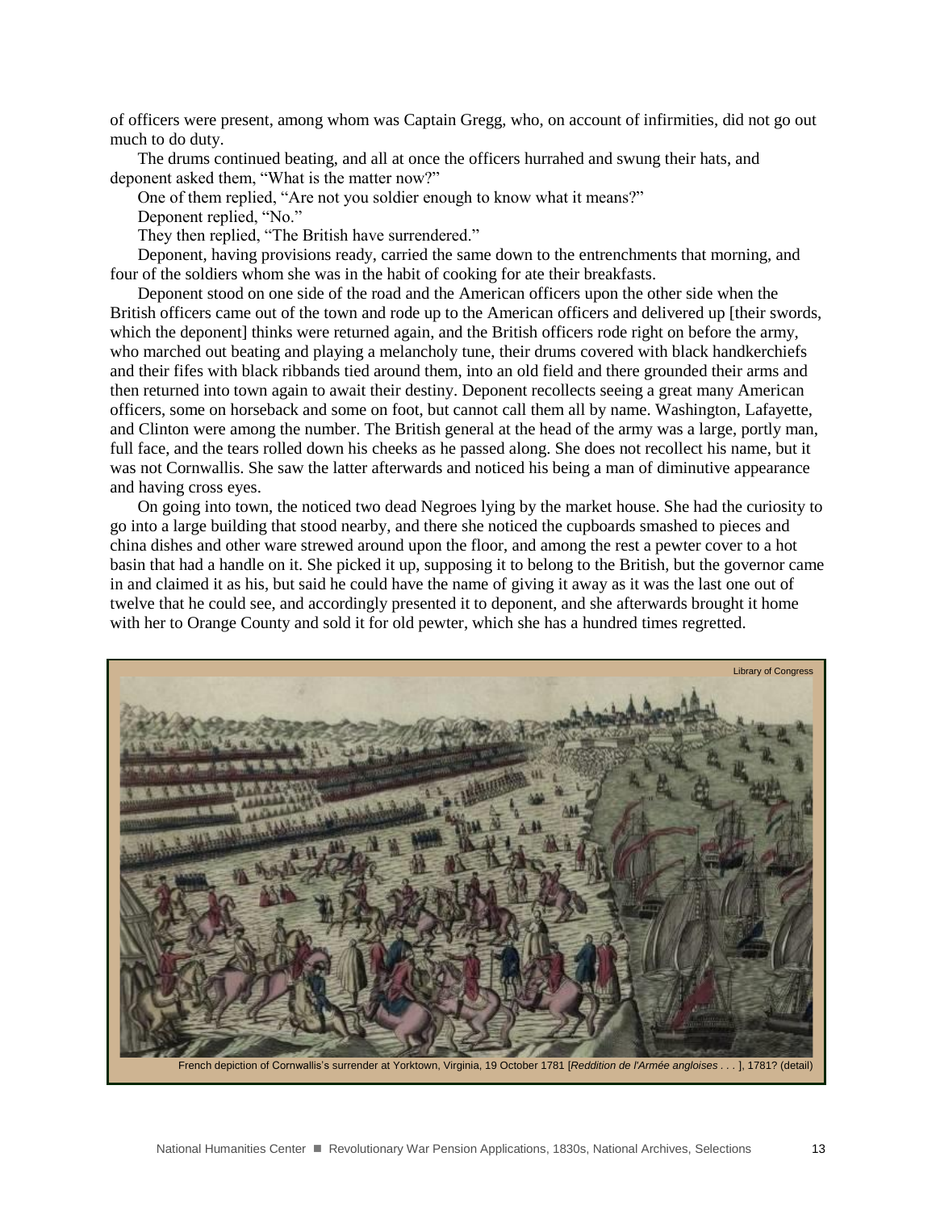of officers were present, among whom was Captain Gregg, who, on account of infirmities, did not go out much to do duty.

The drums continued beating, and all at once the officers hurrahed and swung their hats, and deponent asked them, "What is the matter now?"

One of them replied, "Are not you soldier enough to know what it means?"

Deponent replied, "No."

They then replied, "The British have surrendered."

Deponent, having provisions ready, carried the same down to the entrenchments that morning, and four of the soldiers whom she was in the habit of cooking for ate their breakfasts.

Deponent stood on one side of the road and the American officers upon the other side when the British officers came out of the town and rode up to the American officers and delivered up [their swords, which the deponent] thinks were returned again, and the British officers rode right on before the army, who marched out beating and playing a melancholy tune, their drums covered with black handkerchiefs and their fifes with black ribbands tied around them, into an old field and there grounded their arms and then returned into town again to await their destiny. Deponent recollects seeing a great many American officers, some on horseback and some on foot, but cannot call them all by name. Washington, Lafayette, and Clinton were among the number. The British general at the head of the army was a large, portly man, full face, and the tears rolled down his cheeks as he passed along. She does not recollect his name, but it was not Cornwallis. She saw the latter afterwards and noticed his being a man of diminutive appearance and having cross eyes.

On going into town, the noticed two dead Negroes lying by the market house. She had the curiosity to go into a large building that stood nearby, and there she noticed the cupboards smashed to pieces and china dishes and other ware strewed around upon the floor, and among the rest a pewter cover to a hot basin that had a handle on it. She picked it up, supposing it to belong to the British, but the governor came in and claimed it as his, but said he could have the name of giving it away as it was the last one out of twelve that he could see, and accordingly presented it to deponent, and she afterwards brought it home with her to Orange County and sold it for old pewter, which she has a hundred times regretted.

Library of Congress

French depiction of Cornwallis's surrender at Yorktown, Virginia, 19 October 1781 [*Reddition de l'Armée angloises . . .* ], 1781? (detail)